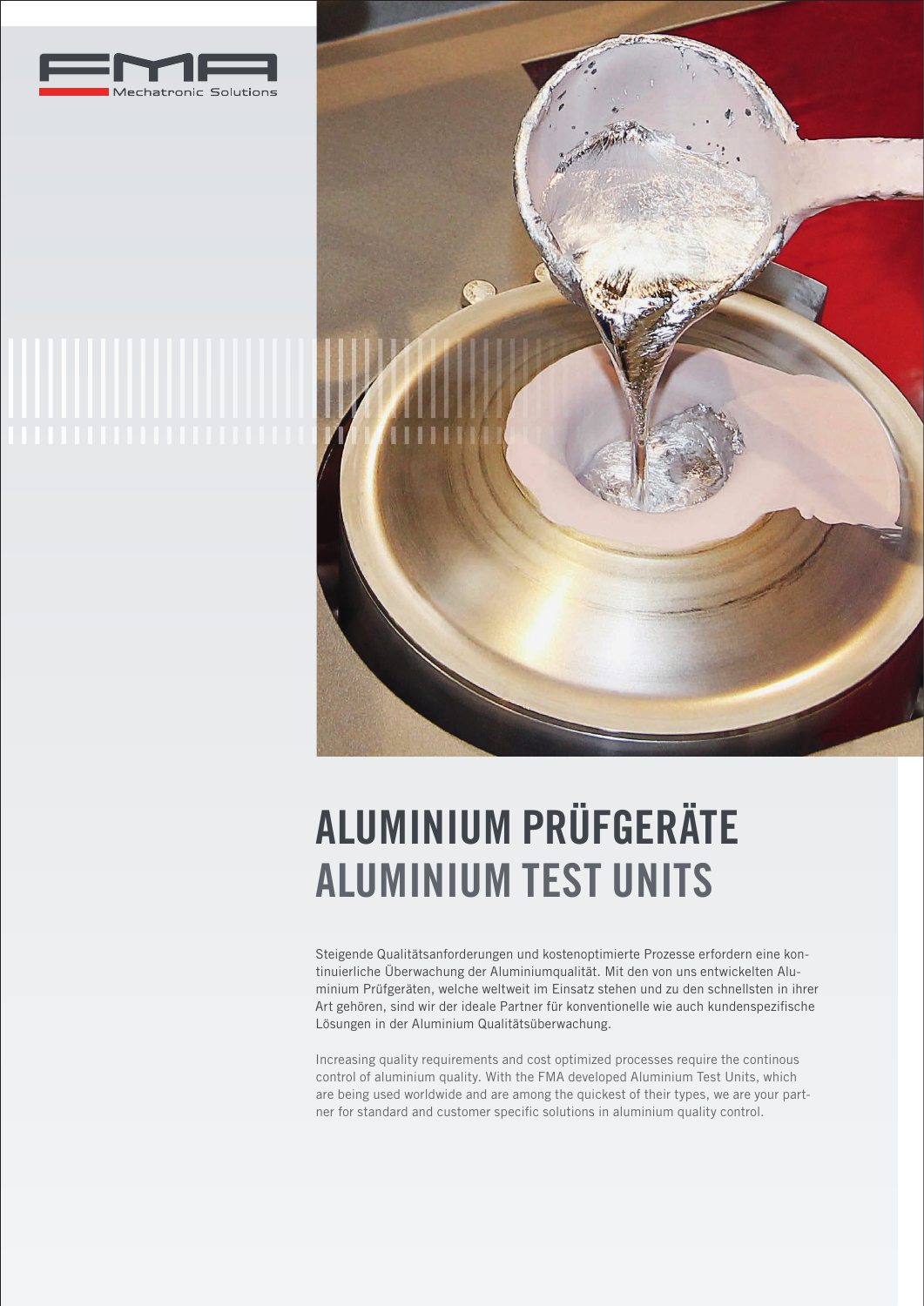FMA Mechatronic Solutions

# ALUMINIUM PRÜFGERÄTE
# ALUMINIUM TEST UNITS

Steigende Qualitätsanforderungen und kostenoptimierte Prozesse erfordern eine kontinuierliche Überwachung der Aluminiumqualität. Mit den von uns entwickelten Aluminium Prüfgeräten, welche weltweit im Einsatz stehen und zu den schnellsten in ihrer Art gehören, sind wir der ideale Partner für konventionelle wie auch kundenspezifische Lösungen in der Aluminium Qualitätsüberwachung.

Increasing quality requirements and cost optimized processes require the continous control of aluminium quality. With the FMA developed Aluminium Test Units, which are being used worldwide and are among the quickest of their types, we are your partner for standard and customer specific solutions in aluminium quality control.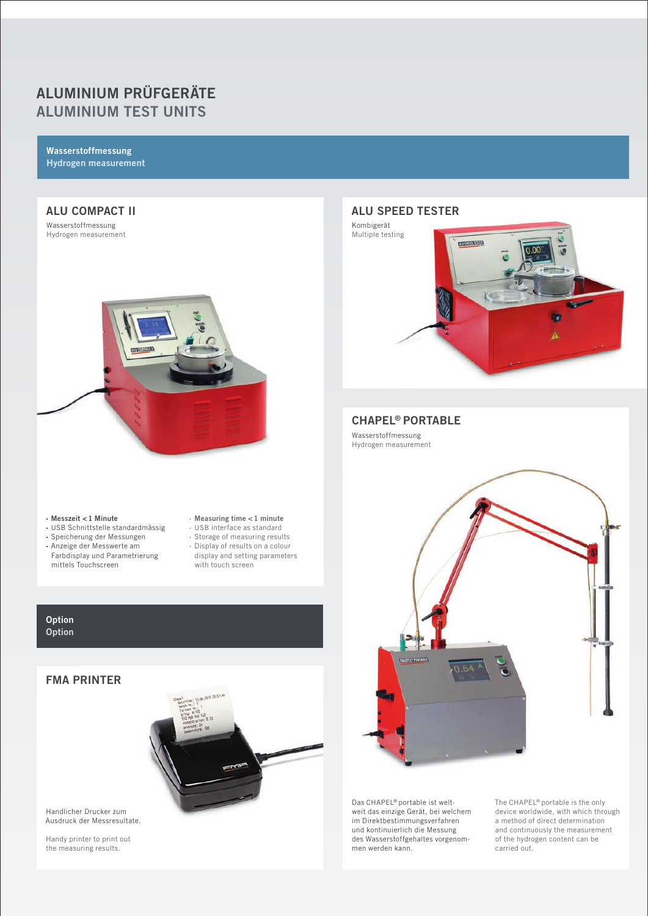# ALUMINIUM PRÜFGERÄTE
# ALUMINIUM TEST UNITS

**Wasserstoffmessung**
**Hydrogen measurement**

## ALU COMPACT II

Wasserstoffmessung
Hydrogen measurement

- **Messzeit < 1 Minute**
- USB Schnittstelle standardmässig
- Speicherung der Messungen
- Anzeige der Messwerte am Farbdisplay und Parametrierung mittels Touchscreen

- **Measuring time < 1 minute**
- USB interface as standard
- Storage of measuring results
- Display of results on a colour display and setting parameters with touch screen

**Option**
**Option**

## FMA PRINTER

Handlicher Drucker zum Ausdruck der Messresultate.

Handy printer to print out the measuring results.

## ALU SPEED TESTER

Kombigerät
Multiple testing

## CHAPEL® PORTABLE

Wasserstoffmessung
Hydrogen measurement

Das CHAPEL® portable ist weltweit das einzige Gerät, bei welchem im Direktbestimmungsverfahren und kontinuierlich die Messung des Wasserstoffgehaltes vorgenommen werden kann.

The CHAPEL® portable is the only device worldwide, with which through a method of direct determination and continuously the measurement of the hydrogen content can be carried out.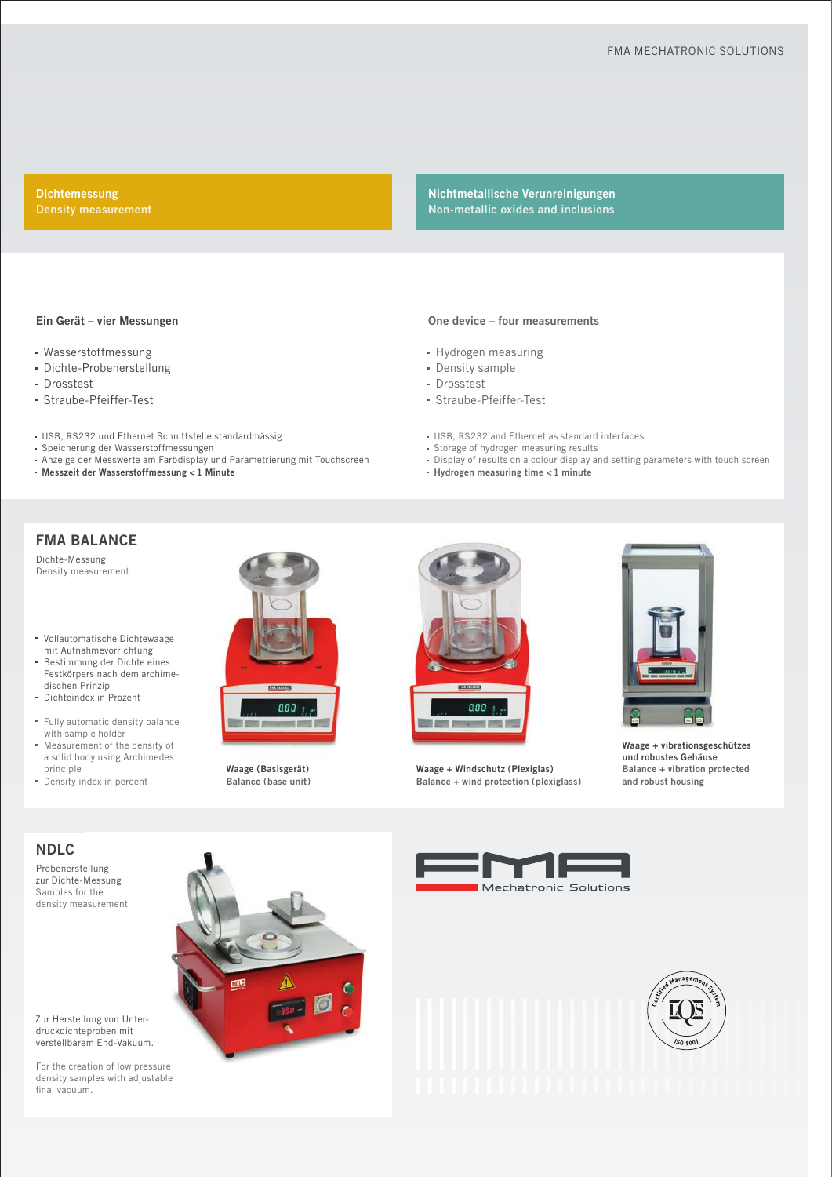**Dichtemessung**
**Density measurement**

**Nichtmetallische Verunreinigungen**
**Non-metallic oxides and inclusions**

### Ein Gerät – vier Messungen

- Wasserstoffmessung
- Dichte-Probenerstellung
- Drosstest
- Straube-Pfeiffer-Test

- USB, RS232 und Ethernet Schnittstelle standardmässig
- Speicherung der Wasserstoffmessungen
- Anzeige der Messwerte am Farbdisplay und Parametrierung mit Touchscreen
- **Messzeit der Wasserstoffmessung < 1 Minute**

### One device – four measurements

- Hydrogen measuring
- Density sample
- Drosstest
- Straube-Pfeiffer-Test

- USB, RS232 and Ethernet as standard interfaces
- Storage of hydrogen measuring results
- Display of results on a colour display and setting parameters with touch screen
- **Hydrogen measuring time < 1 minute**

## FMA BALANCE

Dichte-Messung
Density measurement

- Vollautomatische Dichtewaage mit Aufnahmevorrichtung
- Bestimmung der Dichte eines Festkörpers nach dem archimedischen Prinzip
- Dichteindex in Prozent

- Fully automatic density balance with sample holder
- Measurement of the density of a solid body using Archimedes principle
- Density index in percent

**Waage (Basisgerät)**
**Balance (base unit)**

**Waage + Windschutz (Plexiglas)**
**Balance + wind protection (plexiglass)**

**Waage + vibrationsgeschützes und robustes Gehäuse**
**Balance + vibration protected and robust housing**

## NDLC

Probenerstellung zur Dichte-Messung
Samples for the density measurement

Zur Herstellung von Unterdruckdichteproben mit verstellbarem End-Vakuum.

For the creation of low pressure density samples with adjustable final vacuum.

FMA Mechatronic Solutions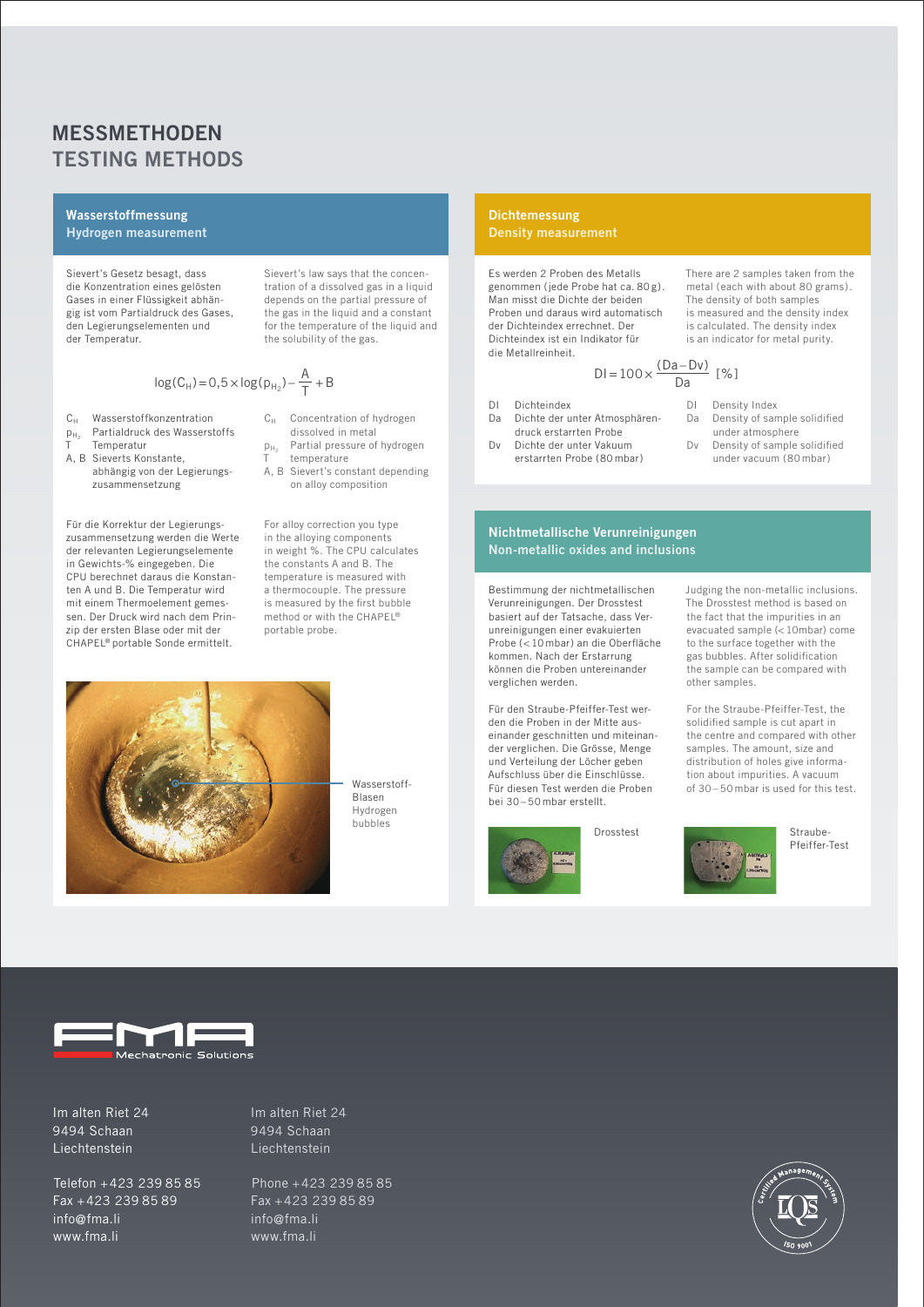# MESSMETHODEN
# TESTING METHODS

## Wasserstoffmessung
## Hydrogen measurement

Sievert's Gesetz besagt, dass die Konzentration eines gelösten Gases in einer Flüssigkeit abhängig ist vom Partialdruck des Gases, den Legierungselementen und der Temperatur.

Sievert's law says that the concentration of a dissolved gas in a liquid depends on the partial pressure of the gas in the liquid and a constant for the temperature of the liquid and the solubility of the gas.

$$\log(C_H) = 0{,}5 \times \log(p_{H_2}) - \frac{A}{T} + B$$

$C_H$ Wasserstoffkonzentration
$p_{H_2}$ Partialdruck des Wasserstoffs
$T$ Temperatur
A, B Sieverts Konstante, abhängig von der Legierungszusammensetzung

$C_H$ Concentration of hydrogen dissolved in metal
$p_{H_2}$ Partial pressure of hydrogen
$T$ temperature
A, B Sievert's constant depending on alloy composition

Für die Korrektur der Legierungszusammensetzung werden die Werte der relevanten Legierungselemente in Gewichts-% eingegeben. Die CPU berechnet daraus die Konstanten A und B. Die Temperatur wird mit einem Thermoelement gemessen. Der Druck wird nach dem Prinzip der ersten Blase oder mit der CHAPEL® portable Sonde ermittelt.

For alloy correction you type in the alloying components in weight %. The CPU calculates the constants A and B. The temperature is measured with a thermocouple. The pressure is measured by the first bubble method or with the CHAPEL® portable probe.

Wasserstoff-Blasen
Hydrogen bubbles

## Dichtemessung
## Density measurement

Es werden 2 Proben des Metalls genommen (jede Probe hat ca. 80 g). Man misst die Dichte der beiden Proben und daraus wird automatisch der Dichteindex errechnet. Der Dichteindex ist ein Indikator für die Metallreinheit.

There are 2 samples taken from the metal (each with about 80 grams). The density of both samples is measured and the density index is calculated. The density index is an indicator for metal purity.

$$DI = 100 \times \frac{(Da - Dv)}{Da} \ [\%]$$

DI Dichteindex
Da Dichte der unter Atmosphärendruck erstarrten Probe
Dv Dichte der unter Vakuum erstarrten Probe (80 mbar)

DI Density Index
Da Density of sample solidified under atmosphere
Dv Density of sample solidified under vacuum (80 mbar)

## Nichtmetallische Verunreinigungen
## Non-metallic oxides and inclusions

Bestimmung der nichtmetallischen Verunreinigungen. Der Drosstest basiert auf der Tatsache, dass Verunreinigungen einer evakuierten Probe (< 10 mbar) an die Oberfläche kommen. Nach der Erstarrung können die Proben untereinander verglichen werden.

Judging the non-metallic inclusions. The Drosstest method is based on the fact that the impurities in an evacuated sample (< 10 mbar) come to the surface together with the gas bubbles. After solidification the sample can be compared with other samples.

Für den Straube-Pfeiffer-Test werden die Proben in der Mitte auseinander geschnitten und miteinander verglichen. Die Grösse, Menge und Verteilung der Löcher geben Aufschluss über die Einschlüsse. Für diesen Test werden die Proben bei 30 – 50 mbar erstellt.

For the Straube-Pfeiffer-Test, the solidified sample is cut apart in the centre and compared with other samples. The amount, size and distribution of holes give information about impurities. A vacuum of 30 – 50 mbar is used for this test.

Drosstest

Straube-Pfeiffer-Test

FMA Mechatronic Solutions

Im alten Riet 24
9494 Schaan
Liechtenstein

Telefon +423 239 85 85
Fax +423 239 85 89
info@fma.li
www.fma.li

Im alten Riet 24
9494 Schaan
Liechtenstein

Phone +423 239 85 85
Fax +423 239 85 89
info@fma.li
www.fma.li

Certified Management System
IQS
ISO 9001